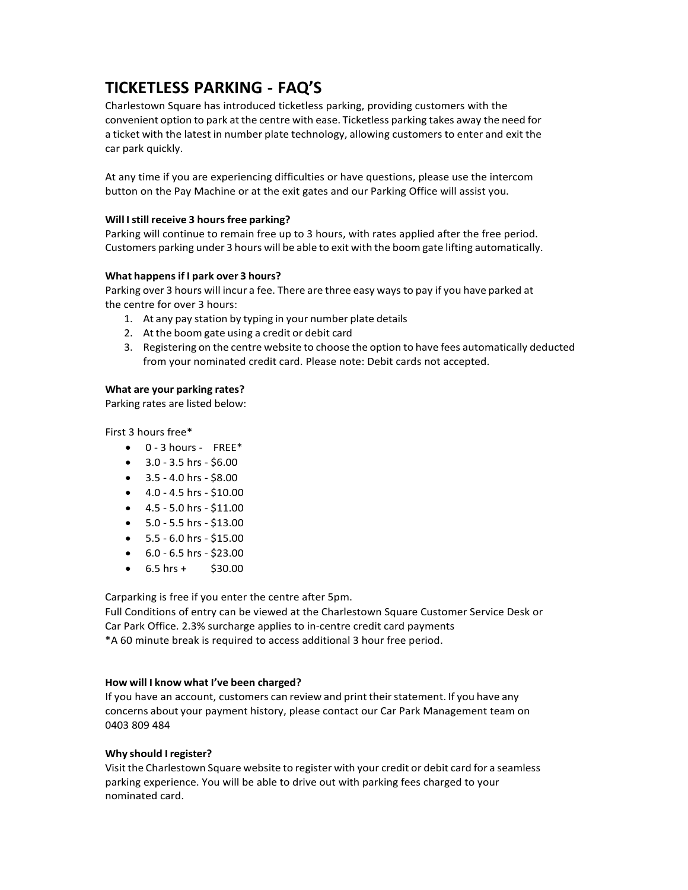# TICKETLESS PARKING - FAQ'S

Charlestown Square has introduced ticketless parking, providing customers with the convenient option to park at the centre with ease. Ticketless parking takes away the need for a ticket with the latest in number plate technology, allowing customers to enter and exit the car park quickly.

At any time if you are experiencing difficulties or have questions, please use the intercom button on the Pay Machine or at the exit gates and our Parking Office will assist you.

**Will I still receive 3 hours free parking?**

Parking will continue to remain free up to 3 hours, with rates applied after the free period. Customers parking under 3 hours will be able to exit with the boom gate lifting automatically.

**What happens if I park over 3 hours?**

Parking over 3 hours will incur a fee. There are three easy ways to pay if you have parked at the centre for over 3 hours:

1. At any pay station by typing in your number plate details
2. At the boom gate using a credit or debit card
3. Registering on the centre website to choose the option to have fees automatically deducted from your nominated credit card. Please note: Debit cards not accepted.

**What are your parking rates?**

Parking rates are listed below:

First 3 hours free*

- 0 - 3 hours - FREE*
- 3.0 - 3.5 hrs - $6.00
- 3.5 - 4.0 hrs - $8.00
- 4.0 - 4.5 hrs - $10.00
- 4.5 - 5.0 hrs - $11.00
- 5.0 - 5.5 hrs - $13.00
- 5.5 - 6.0 hrs - $15.00
- 6.0 - 6.5 hrs - $23.00
- 6.5 hrs + $30.00

Carparking is free if you enter the centre after 5pm.
Full Conditions of entry can be viewed at the Charlestown Square Customer Service Desk or Car Park Office. 2.3% surcharge applies to in-centre credit card payments
*A 60 minute break is required to access additional 3 hour free period.

**How will I know what I've been charged?**

If you have an account, customers can review and print their statement. If you have any concerns about your payment history, please contact our Car Park Management team on 0403 809 484

**Why should I register?**

Visit the Charlestown Square website to register with your credit or debit card for a seamless parking experience. You will be able to drive out with parking fees charged to your nominated card.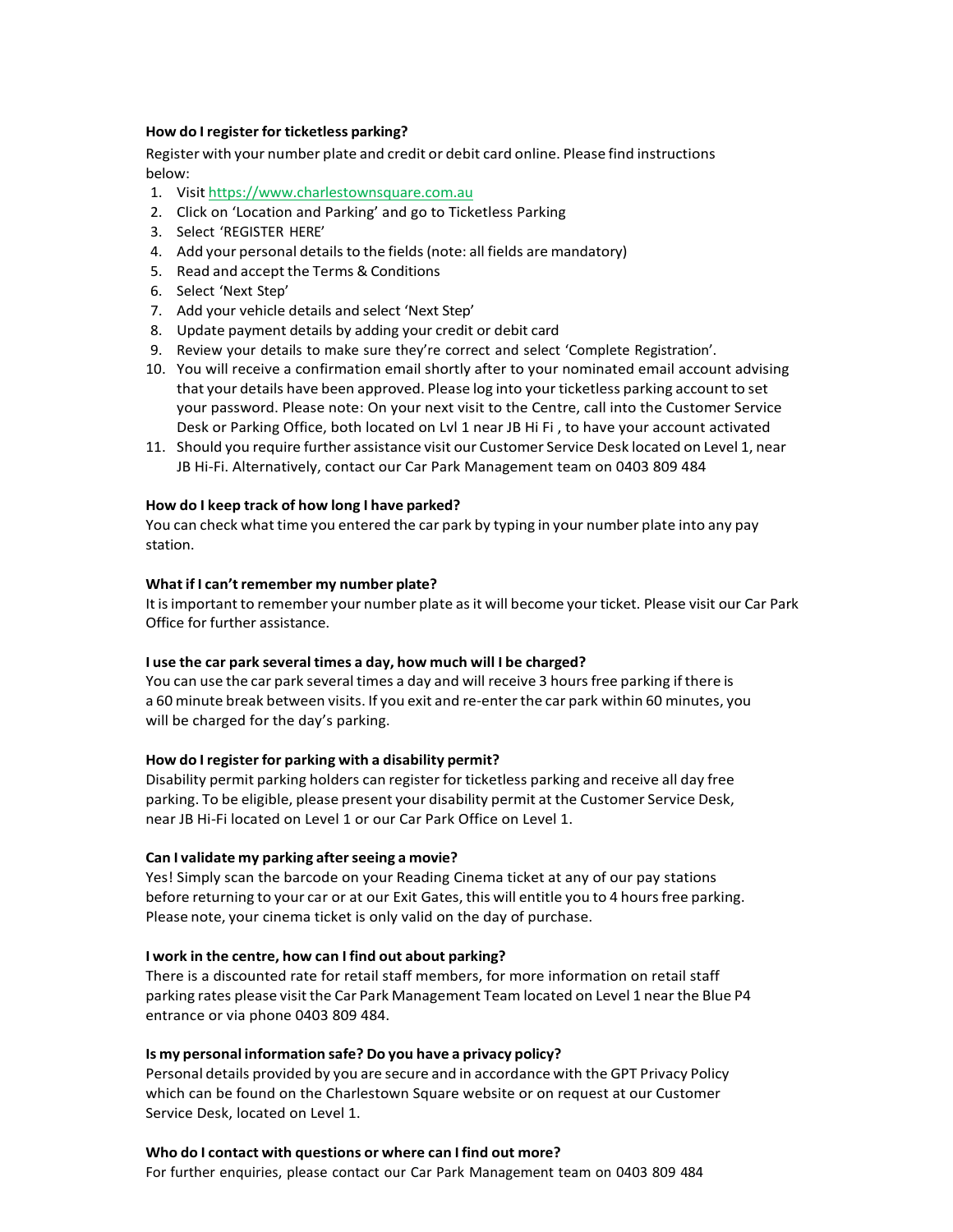**How do I register for ticketless parking?**

Register with your number plate and credit or debit card online. Please find instructions below:

1. Visit https://www.charlestownsquare.com.au
2. Click on 'Location and Parking' and go to Ticketless Parking
3. Select 'REGISTER HERE'
4. Add your personal details to the fields (note: all fields are mandatory)
5. Read and accept the Terms & Conditions
6. Select 'Next Step'
7. Add your vehicle details and select 'Next Step'
8. Update payment details by adding your credit or debit card
9. Review your details to make sure they're correct and select 'Complete Registration'.
10. You will receive a confirmation email shortly after to your nominated email account advising that your details have been approved. Please log into your ticketless parking account to set your password. Please note: On your next visit to the Centre, call into the Customer Service Desk or Parking Office, both located on Lvl 1 near JB Hi Fi , to have your account activated
11. Should you require further assistance visit our Customer Service Desk located on Level 1, near JB Hi-Fi. Alternatively, contact our Car Park Management team on 0403 809 484

**How do I keep track of how long I have parked?**

You can check what time you entered the car park by typing in your number plate into any pay station.

**What if I can't remember my number plate?**

It is important to remember your number plate as it will become your ticket. Please visit our Car Park Office for further assistance.

**I use the car park several times a day, how much will I be charged?**

You can use the car park several times a day and will receive 3 hours free parking if there is a 60 minute break between visits. If you exit and re-enter the car park within 60 minutes, you will be charged for the day's parking.

**How do I register for parking with a disability permit?**

Disability permit parking holders can register for ticketless parking and receive all day free parking. To be eligible, please present your disability permit at the Customer Service Desk, near JB Hi-Fi located on Level 1 or our Car Park Office on Level 1.

**Can I validate my parking after seeing a movie?**

Yes! Simply scan the barcode on your Reading Cinema ticket at any of our pay stations before returning to your car or at our Exit Gates, this will entitle you to 4 hours free parking. Please note, your cinema ticket is only valid on the day of purchase.

**I work in the centre, how can I find out about parking?**

There is a discounted rate for retail staff members, for more information on retail staff parking rates please visit the Car Park Management Team located on Level 1 near the Blue P4 entrance or via phone 0403 809 484.

**Is my personal information safe? Do you have a privacy policy?**

Personal details provided by you are secure and in accordance with the GPT Privacy Policy which can be found on the Charlestown Square website or on request at our Customer Service Desk, located on Level 1.

**Who do I contact with questions or where can I find out more?**

For further enquiries, please contact our Car Park Management team on 0403 809 484